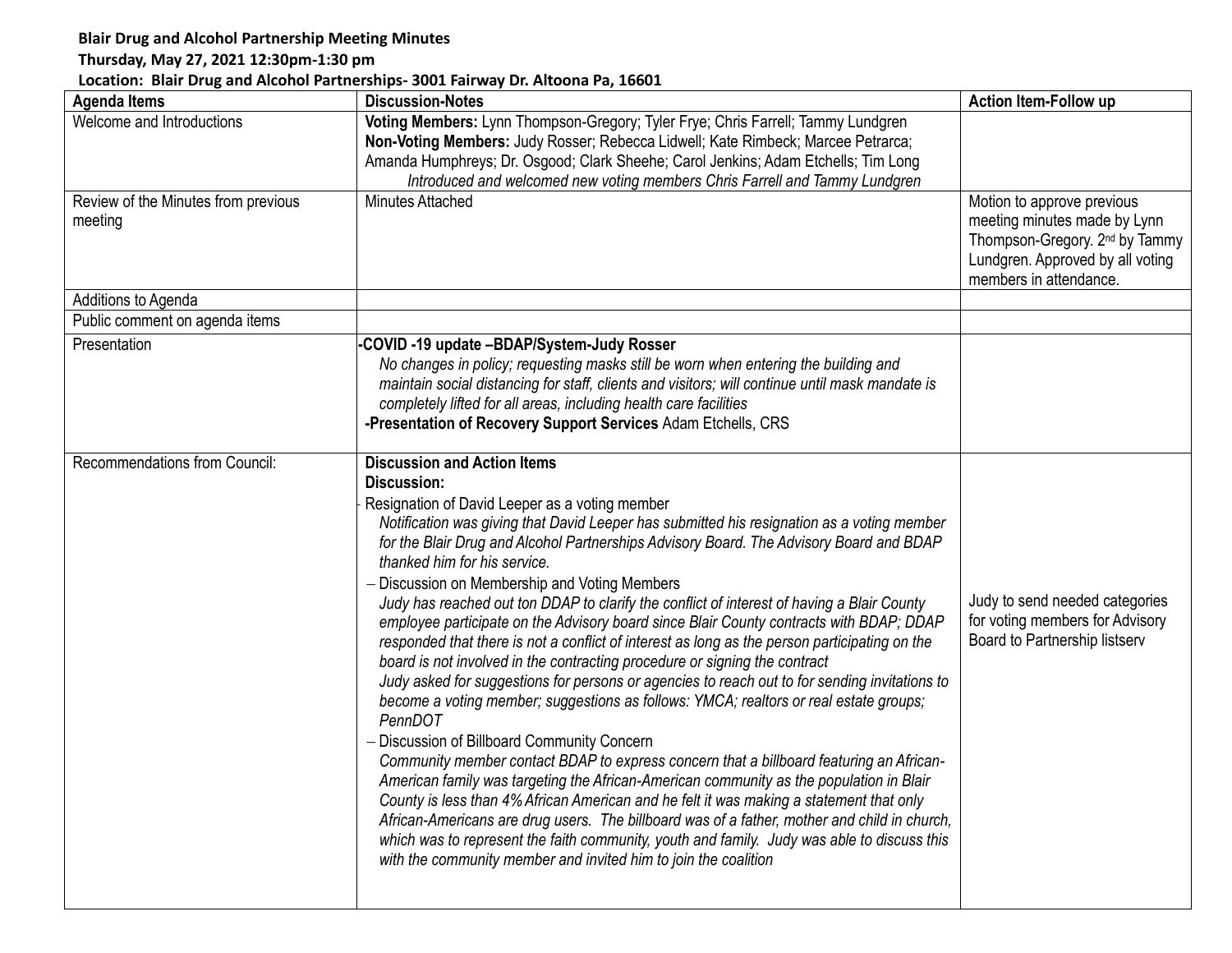**Blair Drug and Alcohol Partnership Meeting Minutes**

**Thursday, May 27, 2021 12:30pm-1:30 pm**

**Location: Blair Drug and Alcohol Partnerships- 3001 Fairway Dr. Altoona Pa, 16601**

| Agenda Items | Discussion-Notes | Action Item-Follow up |
|---|---|---|
| Welcome and Introductions | **Voting Members:** Lynn Thompson-Gregory; Tyler Frye; Chris Farrell; Tammy Lundgren<br>**Non-Voting Members:** Judy Rosser; Rebecca Lidwell; Kate Rimbeck; Marcee Petrarca; Amanda Humphreys; Dr. Osgood; Clark Sheehe; Carol Jenkins; Adam Etchells; Tim Long<br>*Introduced and welcomed new voting members Chris Farrell and Tammy Lundgren* | |
| Review of the Minutes from previous meeting | Minutes Attached | Motion to approve previous meeting minutes made by Lynn Thompson-Gregory. 2nd by Tammy Lundgren. Approved by all voting members in attendance. |
| Additions to Agenda | | |
| Public comment on agenda items | | |
| Presentation | **-COVID -19 update –BDAP/System-Judy Rosser**<br>*No changes in policy; requesting masks still be worn when entering the building and maintain social distancing for staff, clients and visitors; will continue until mask mandate is completely lifted for all areas, including health care facilities*<br>**-Presentation of Recovery Support Services** Adam Etchells, CRS | |
| Recommendations from Council: | **Discussion and Action Items**<br>**Discussion:**<br>- Resignation of David Leeper as a voting member<br>*Notification was giving that David Leeper has submitted his resignation as a voting member for the Blair Drug and Alcohol Partnerships Advisory Board. The Advisory Board and BDAP thanked him for his service.*<br>– Discussion on Membership and Voting Members<br>*Judy has reached out ton DDAP to clarify the conflict of interest of having a Blair County employee participate on the Advisory board since Blair County contracts with BDAP; DDAP responded that there is not a conflict of interest as long as the person participating on the board is not involved in the contracting procedure or signing the contract*<br>*Judy asked for suggestions for persons or agencies to reach out to for sending invitations to become a voting member; suggestions as follows: YMCA; realtors or real estate groups; PennDOT*<br>– Discussion of Billboard Community Concern<br>*Community member contact BDAP to express concern that a billboard featuring an African-American family was targeting the African-American community as the population in Blair County is less than 4% African American and he felt it was making a statement that only African-Americans are drug users. The billboard was of a father, mother and child in church, which was to represent the faith community, youth and family. Judy was able to discuss this with the community member and invited him to join the coalition* | Judy to send needed categories for voting members for Advisory Board to Partnership listserv |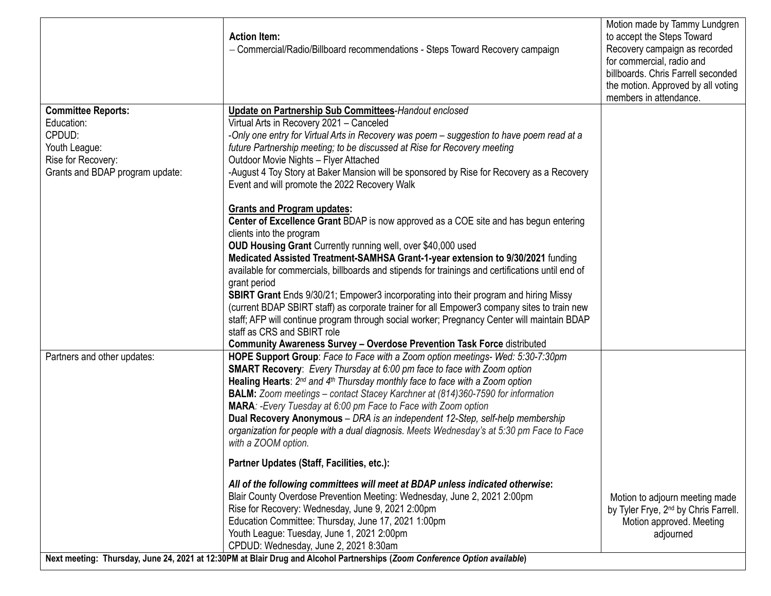| | | |
|---|---|---|
| | **Action Item:**<br>– Commercial/Radio/Billboard recommendations - Steps Toward Recovery campaign | Motion made by Tammy Lundgren to accept the Steps Toward Recovery campaign as recorded for commercial, radio and billboards. Chris Farrell seconded the motion. Approved by all voting members in attendance. |
| **Committee Reports:**<br>Education:<br>CPDUD:<br>Youth League:<br>Rise for Recovery:<br>Grants and BDAP program update: | **Update on Partnership Sub Committees**-*Handout enclosed*<br>Virtual Arts in Recovery 2021 – Canceled<br>*-Only one entry for Virtual Arts in Recovery was poem – suggestion to have poem read at a future Partnership meeting; to be discussed at Rise for Recovery meeting*<br>Outdoor Movie Nights – Flyer Attached<br>-August 4 Toy Story at Baker Mansion will be sponsored by Rise for Recovery as a Recovery Event and will promote the 2022 Recovery Walk<br><br>**Grants and Program updates:**<br>**Center of Excellence Grant** BDAP is now approved as a COE site and has begun entering clients into the program<br>**OUD Housing Grant** Currently running well, over $40,000 used<br>**Medicated Assisted Treatment-SAMHSA Grant-1-year extension to 9/30/2021** funding available for commercials, billboards and stipends for trainings and certifications until end of grant period<br>**SBIRT Grant** Ends 9/30/21; Empower3 incorporating into their program and hiring Missy (current BDAP SBIRT staff) as corporate trainer for all Empower3 company sites to train new staff; AFP will continue program through social worker; Pregnancy Center will maintain BDAP staff as CRS and SBIRT role<br>**Community Awareness Survey – Overdose Prevention Task Force** distributed | |
| Partners and other updates: | **HOPE Support Group**: *Face to Face with a Zoom option meetings- Wed: 5:30-7:30pm*<br>**SMART Recovery**: *Every Thursday at 6:00 pm face to face with Zoom option*<br>**Healing Hearts**: *2nd and 4th Thursday monthly face to face with a Zoom option*<br>**BALM:** *Zoom meetings – contact Stacey Karchner at (814)360-7590 for information*<br>**MARA**: *-Every Tuesday at 6:00 pm Face to Face with Zoom option*<br>**Dual Recovery Anonymous** – *DRA is an independent 12-Step, self-help membership organization for people with a dual diagnosis. Meets Wednesday's at 5:30 pm Face to Face with a ZOOM option.*<br><br>**Partner Updates (Staff, Facilities, etc.):**<br><br>***All of the following committees will meet at BDAP unless indicated otherwise*:**<br>Blair County Overdose Prevention Meeting: Wednesday, June 2, 2021 2:00pm<br>Rise for Recovery: Wednesday, June 9, 2021 2:00pm<br>Education Committee: Thursday, June 17, 2021 1:00pm<br>Youth League: Tuesday, June 1, 2021 2:00pm<br>CPDUD: Wednesday, June 2, 2021 8:30am | Motion to adjourn meeting made by Tyler Frye, 2nd by Chris Farrell. Motion approved. Meeting adjourned |

**Next meeting: Thursday, June 24, 2021 at 12:30PM at Blair Drug and Alcohol Partnerships (*Zoom Conference Option available*)**